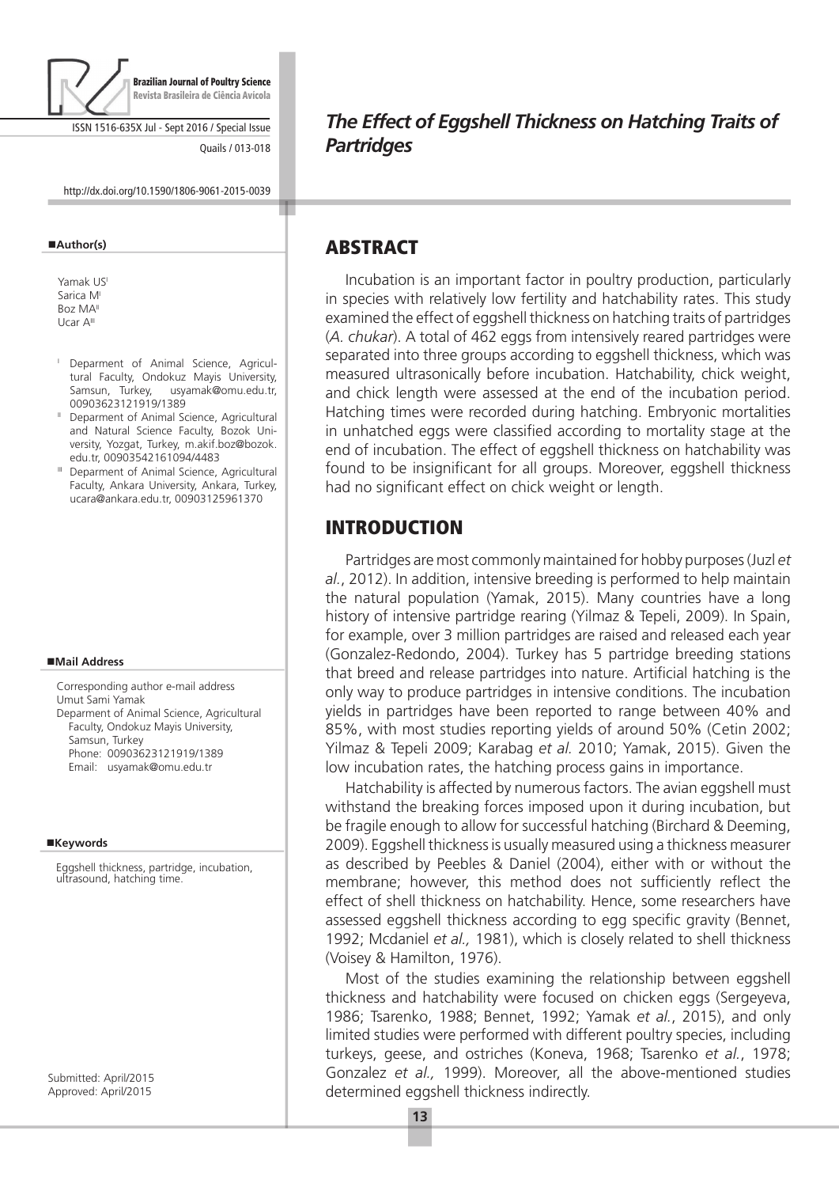# The Effect of Eggshell Thickness on Hatching Traits of Partridges

**Author(s)**

Yamak US[I]
Sarica M[I]
Boz MA[II]
Ucar A[III]

[I] Deparment of Animal Science, Agricultural Faculty, Ondokuz Mayis University, Samsun, Turkey, usyamak@omu.edu.tr, 00903623121919/1389

[II] Deparment of Animal Science, Agricultural and Natural Science Faculty, Bozok University, Yozgat, Turkey, m.akif.boz@bozok.edu.tr, 00903542161094/4483

[III] Deparment of Animal Science, Agricultural Faculty, Ankara University, Ankara, Turkey, ucara@ankara.edu.tr, 00903125961370

**Mail Address**

Corresponding author e-mail address
Umut Sami Yamak
Deparment of Animal Science, Agricultural Faculty, Ondokuz Mayis University, Samsun, Turkey
Phone: 00903623121919/1389
Email: usyamak@omu.edu.tr

**Keywords**

Eggshell thickness, partridge, incubation, ultrasound, hatching time.

Submitted: April/2015
Approved: April/2015

## ABSTRACT

Incubation is an important factor in poultry production, particularly in species with relatively low fertility and hatchability rates. This study examined the effect of eggshell thickness on hatching traits of partridges (*A. chukar*). A total of 462 eggs from intensively reared partridges were separated into three groups according to eggshell thickness, which was measured ultrasonically before incubation. Hatchability, chick weight, and chick length were assessed at the end of the incubation period. Hatching times were recorded during hatching. Embryonic mortalities in unhatched eggs were classified according to mortality stage at the end of incubation. The effect of eggshell thickness on hatchability was found to be insignificant for all groups. Moreover, eggshell thickness had no significant effect on chick weight or length.

## INTRODUCTION

Partridges are most commonly maintained for hobby purposes (Juzl *et al.*, 2012). In addition, intensive breeding is performed to help maintain the natural population (Yamak, 2015). Many countries have a long history of intensive partridge rearing (Yilmaz & Tepeli, 2009). In Spain, for example, over 3 million partridges are raised and released each year (Gonzalez-Redondo, 2004). Turkey has 5 partridge breeding stations that breed and release partridges into nature. Artificial hatching is the only way to produce partridges in intensive conditions. The incubation yields in partridges have been reported to range between 40% and 85%, with most studies reporting yields of around 50% (Cetin 2002; Yilmaz & Tepeli 2009; Karabag *et al.* 2010; Yamak, 2015). Given the low incubation rates, the hatching process gains in importance.

Hatchability is affected by numerous factors. The avian eggshell must withstand the breaking forces imposed upon it during incubation, but be fragile enough to allow for successful hatching (Birchard & Deeming, 2009). Eggshell thickness is usually measured using a thickness measurer as described by Peebles & Daniel (2004), either with or without the membrane; however, this method does not sufficiently reflect the effect of shell thickness on hatchability. Hence, some researchers have assessed eggshell thickness according to egg specific gravity (Bennet, 1992; Mcdaniel *et al.,* 1981), which is closely related to shell thickness (Voisey & Hamilton, 1976).

Most of the studies examining the relationship between eggshell thickness and hatchability were focused on chicken eggs (Sergeyeva, 1986; Tsarenko, 1988; Bennet, 1992; Yamak *et al.*, 2015), and only limited studies were performed with different poultry species, including turkeys, geese, and ostriches (Koneva, 1968; Tsarenko *et al.*, 1978; Gonzalez *et al.,* 1999). Moreover, all the above-mentioned studies determined eggshell thickness indirectly.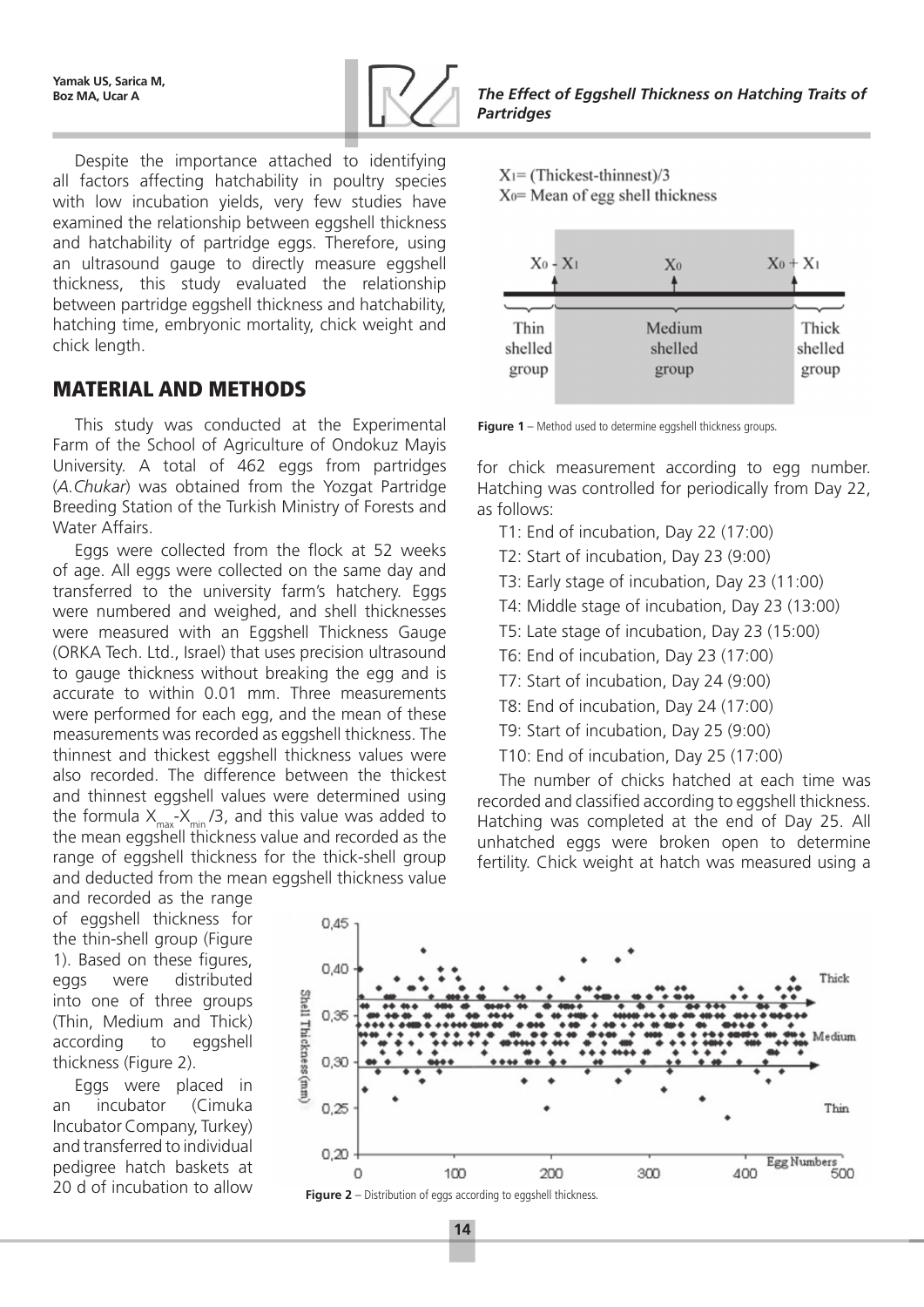Despite the importance attached to identifying all factors affecting hatchability in poultry species with low incubation yields, very few studies have examined the relationship between eggshell thickness and hatchability of partridge eggs. Therefore, using an ultrasound gauge to directly measure eggshell thickness, this study evaluated the relationship between partridge eggshell thickness and hatchability, hatching time, embryonic mortality, chick weight and chick length.

## MATERIAL AND METHODS

This study was conducted at the Experimental Farm of the School of Agriculture of Ondokuz Mayis University. A total of 462 eggs from partridges (*A.Chukar*) was obtained from the Yozgat Partridge Breeding Station of the Turkish Ministry of Forests and Water Affairs.

Eggs were collected from the flock at 52 weeks of age. All eggs were collected on the same day and transferred to the university farm's hatchery. Eggs were numbered and weighed, and shell thicknesses were measured with an Eggshell Thickness Gauge (ORKA Tech. Ltd., Israel) that uses precision ultrasound to gauge thickness without breaking the egg and is accurate to within 0.01 mm. Three measurements were performed for each egg, and the mean of these measurements was recorded as eggshell thickness. The thinnest and thickest eggshell thickness values were also recorded. The difference between the thickest and thinnest eggshell values were determined using the formula $X_{max}$-$X_{min}$ /3, and this value was added to the mean eggshell thickness value and recorded as the range of eggshell thickness for the thick-shell group and deducted from the mean eggshell thickness value and recorded as the range of eggshell thickness for the thin-shell group (Figure 1). Based on these figures, eggs were distributed into one of three groups (Thin, Medium and Thick) according to eggshell thickness (Figure 2).

$X_1$= (Thickest-thinnest)/3

$X_0$= Mean of egg shell thickness

**Figure 1** – Method used to determine eggshell thickness groups.

Eggs were placed in an incubator (Cimuka Incubator Company, Turkey) and transferred to individual pedigree hatch baskets at 20 d of incubation to allow for chick measurement according to egg number. Hatching was controlled for periodically from Day 22, as follows:

T1: End of incubation, Day 22 (17:00)
T2: Start of incubation, Day 23 (9:00)
T3: Early stage of incubation, Day 23 (11:00)
T4: Middle stage of incubation, Day 23 (13:00)
T5: Late stage of incubation, Day 23 (15:00)
T6: End of incubation, Day 23 (17:00)
T7: Start of incubation, Day 24 (9:00)
T8: End of incubation, Day 24 (17:00)
T9: Start of incubation, Day 25 (9:00)
T10: End of incubation, Day 25 (17:00)

The number of chicks hatched at each time was recorded and classified according to eggshell thickness. Hatching was completed at the end of Day 25. All unhatched eggs were broken open to determine fertility. Chick weight at hatch was measured using a

**Figure 2** – Distribution of eggs according to eggshell thickness.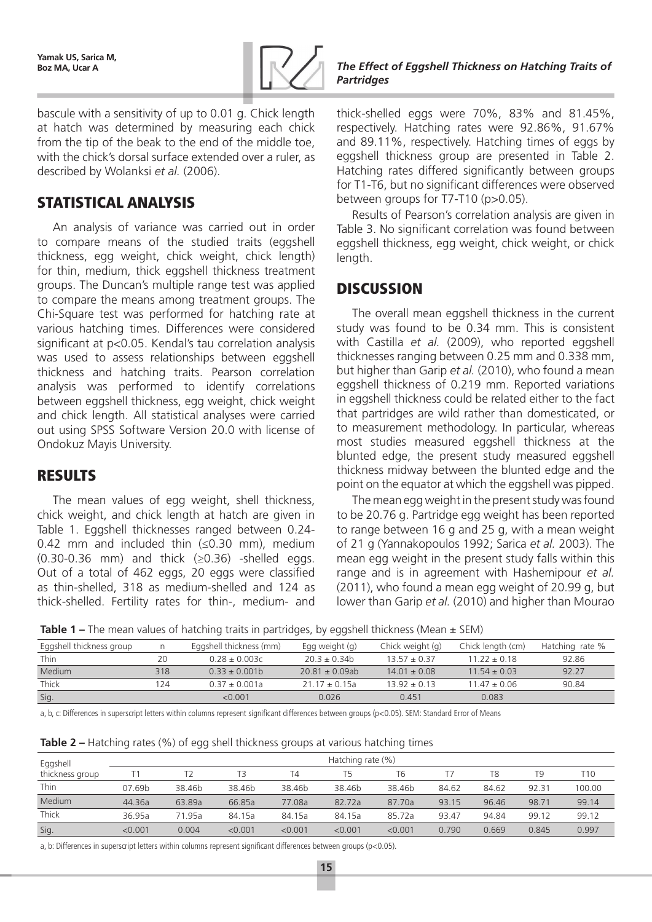bascule with a sensitivity of up to 0.01 g. Chick length at hatch was determined by measuring each chick from the tip of the beak to the end of the middle toe, with the chick's dorsal surface extended over a ruler, as described by Wolanksi *et al.* (2006).

## STATISTICAL ANALYSIS

An analysis of variance was carried out in order to compare means of the studied traits (eggshell thickness, egg weight, chick weight, chick length) for thin, medium, thick eggshell thickness treatment groups. The Duncan's multiple range test was applied to compare the means among treatment groups. The Chi-Square test was performed for hatching rate at various hatching times. Differences were considered significant at $p<0.05$. Kendal's tau correlation analysis was used to assess relationships between eggshell thickness and hatching traits. Pearson correlation analysis was performed to identify correlations between eggshell thickness, egg weight, chick weight and chick length. All statistical analyses were carried out using SPSS Software Version 20.0 with license of Ondokuz Mayis University.

## RESULTS

The mean values of egg weight, shell thickness, chick weight, and chick length at hatch are given in Table 1. Eggshell thicknesses ranged between 0.24-0.42 mm and included thin (≤0.30 mm), medium (0.30-0.36 mm) and thick (≥0.36) -shelled eggs. Out of a total of 462 eggs, 20 eggs were classified as thin-shelled, 318 as medium-shelled and 124 as thick-shelled. Fertility rates for thin-, medium- and thick-shelled eggs were 70%, 83% and 81.45%, respectively. Hatching rates were 92.86%, 91.67% and 89.11%, respectively. Hatching times of eggs by eggshell thickness group are presented in Table 2. Hatching rates differed significantly between groups for T1-T6, but no significant differences were observed between groups for T7-T10 ($p>0.05$).

Results of Pearson's correlation analysis are given in Table 3. No significant correlation was found between eggshell thickness, egg weight, chick weight, or chick length.

## DISCUSSION

The overall mean eggshell thickness in the current study was found to be 0.34 mm. This is consistent with Castilla *et al.* (2009), who reported eggshell thicknesses ranging between 0.25 mm and 0.338 mm, but higher than Garip *et al.* (2010), who found a mean eggshell thickness of 0.219 mm. Reported variations in eggshell thickness could be related either to the fact that partridges are wild rather than domesticated, or to measurement methodology. In particular, whereas most studies measured eggshell thickness at the blunted edge, the present study measured eggshell thickness midway between the blunted edge and the point on the equator at which the eggshell was pipped.

The mean egg weight in the present study was found to be 20.76 g. Partridge egg weight has been reported to range between 16 g and 25 g, with a mean weight of 21 g (Yannakopoulos 1992; Sarica *et al.* 2003). The mean egg weight in the present study falls within this range and is in agreement with Hashemipour *et al.* (2011), who found a mean egg weight of 20.99 g, but lower than Garip *et al.* (2010) and higher than Mourao

**Table 1 –** The mean values of hatching traits in partridges, by eggshell thickness (Mean ± SEM)

| Eggshell thickness group | n | Eggshell thickness (mm) | Egg weight (g) | Chick weight (g) | Chick length (cm) | Hatching rate % |
|---|---|---|---|---|---|---|
| Thin | 20 | 0.28 ± 0.003c | 20.3 ± 0.34b | 13.57 ± 0.37 | 11.22 ± 0.18 | 92.86 |
| Medium | 318 | 0.33 ± 0.001b | 20.81 ± 0.09ab | 14.01 ± 0.08 | 11.54 ± 0.03 | 92.27 |
| Thick | 124 | 0.37 ± 0.001a | 21.17 ± 0.15a | 13.92 ± 0.13 | 11.47 ± 0.06 | 90.84 |
| Sig. | | <0.001 | 0.026 | 0.451 | 0.083 | |

a, b, c: Differences in superscript letters within columns represent significant differences between groups ($p<0.05$). SEM: Standard Error of Means

**Table 2 –** Hatching rates (%) of egg shell thickness groups at various hatching times

| Eggshell thickness group | Hatching rate (%) | | | | | | | | | |
|---|---|---|---|---|---|---|---|---|---|---|
| | T1 | T2 | T3 | T4 | T5 | T6 | T7 | T8 | T9 | T10 |
| Thin | 07.69b | 38.46b | 38.46b | 38.46b | 38.46b | 38.46b | 84.62 | 84.62 | 92.31 | 100.00 |
| Medium | 44.36a | 63.89a | 66.85a | 77.08a | 82.72a | 87.70a | 93.15 | 96.46 | 98.71 | 99.14 |
| Thick | 36.95a | 71.95a | 84.15a | 84.15a | 84.15a | 85.72a | 93.47 | 94.84 | 99.12 | 99.12 |
| Sig. | <0.001 | 0.004 | <0.001 | <0.001 | <0.001 | <0.001 | 0.790 | 0.669 | 0.845 | 0.997 |

a, b: Differences in superscript letters within columns represent significant differences between groups ($p<0.05$).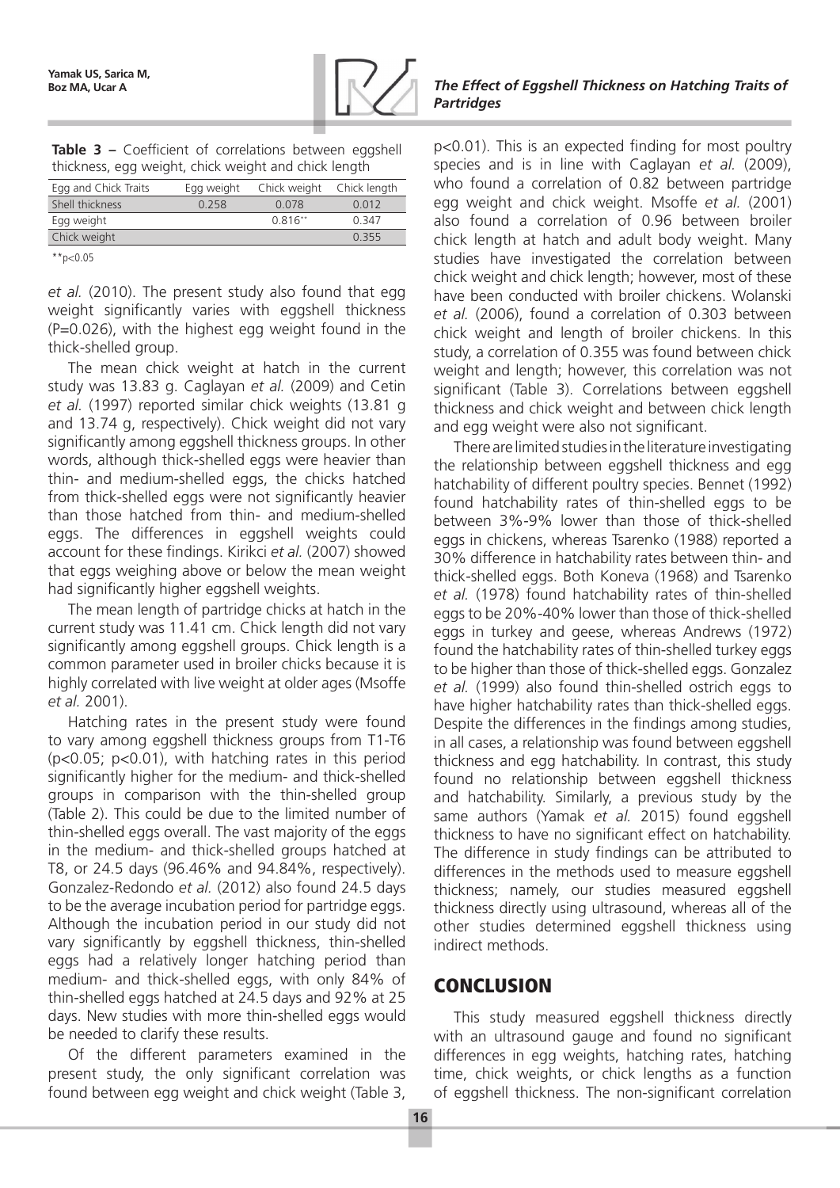**Table 3 –** Coefficient of correlations between eggshell thickness, egg weight, chick weight and chick length

| Egg and Chick Traits | Egg weight | Chick weight | Chick length |
|---|---|---|---|
| Shell thickness | 0.258 | 0.078 | 0.012 |
| Egg weight | | 0.816** | 0.347 |
| Chick weight | | | 0.355 |

**p<0.05

*et al.* (2010). The present study also found that egg weight significantly varies with eggshell thickness (P=0.026), with the highest egg weight found in the thick-shelled group.

The mean chick weight at hatch in the current study was 13.83 g. Caglayan *et al.* (2009) and Cetin *et al.* (1997) reported similar chick weights (13.81 g and 13.74 g, respectively). Chick weight did not vary significantly among eggshell thickness groups. In other words, although thick-shelled eggs were heavier than thin- and medium-shelled eggs, the chicks hatched from thick-shelled eggs were not significantly heavier than those hatched from thin- and medium-shelled eggs. The differences in eggshell weights could account for these findings. Kirikci *et al.* (2007) showed that eggs weighing above or below the mean weight had significantly higher eggshell weights.

The mean length of partridge chicks at hatch in the current study was 11.41 cm. Chick length did not vary significantly among eggshell groups. Chick length is a common parameter used in broiler chicks because it is highly correlated with live weight at older ages (Msoffe *et al.* 2001).

Hatching rates in the present study were found to vary among eggshell thickness groups from T1-T6 (p<0.05; p<0.01), with hatching rates in this period significantly higher for the medium- and thick-shelled groups in comparison with the thin-shelled group (Table 2). This could be due to the limited number of thin-shelled eggs overall. The vast majority of the eggs in the medium- and thick-shelled groups hatched at T8, or 24.5 days (96.46% and 94.84%, respectively). Gonzalez-Redondo *et al.* (2012) also found 24.5 days to be the average incubation period for partridge eggs. Although the incubation period in our study did not vary significantly by eggshell thickness, thin-shelled eggs had a relatively longer hatching period than medium- and thick-shelled eggs, with only 84% of thin-shelled eggs hatched at 24.5 days and 92% at 25 days. New studies with more thin-shelled eggs would be needed to clarify these results.

Of the different parameters examined in the present study, the only significant correlation was found between egg weight and chick weight (Table 3, p<0.01). This is an expected finding for most poultry species and is in line with Caglayan *et al.* (2009), who found a correlation of 0.82 between partridge egg weight and chick weight. Msoffe *et al.* (2001) also found a correlation of 0.96 between broiler chick length at hatch and adult body weight. Many studies have investigated the correlation between chick weight and chick length; however, most of these have been conducted with broiler chickens. Wolanski *et al.* (2006), found a correlation of 0.303 between chick weight and length of broiler chickens. In this study, a correlation of 0.355 was found between chick weight and length; however, this correlation was not significant (Table 3). Correlations between eggshell thickness and chick weight and between chick length and egg weight were also not significant.

There are limited studies in the literature investigating the relationship between eggshell thickness and egg hatchability of different poultry species. Bennet (1992) found hatchability rates of thin-shelled eggs to be between 3%-9% lower than those of thick-shelled eggs in chickens, whereas Tsarenko (1988) reported a 30% difference in hatchability rates between thin- and thick-shelled eggs. Both Koneva (1968) and Tsarenko *et al.* (1978) found hatchability rates of thin-shelled eggs to be 20%-40% lower than those of thick-shelled eggs in turkey and geese, whereas Andrews (1972) found the hatchability rates of thin-shelled turkey eggs to be higher than those of thick-shelled eggs. Gonzalez *et al.* (1999) also found thin-shelled ostrich eggs to have higher hatchability rates than thick-shelled eggs. Despite the differences in the findings among studies, in all cases, a relationship was found between eggshell thickness and egg hatchability. In contrast, this study found no relationship between eggshell thickness and hatchability. Similarly, a previous study by the same authors (Yamak *et al.* 2015) found eggshell thickness to have no significant effect on hatchability. The difference in study findings can be attributed to differences in the methods used to measure eggshell thickness; namely, our studies measured eggshell thickness directly using ultrasound, whereas all of the other studies determined eggshell thickness using indirect methods.

## CONCLUSION

This study measured eggshell thickness directly with an ultrasound gauge and found no significant differences in egg weights, hatching rates, hatching time, chick weights, or chick lengths as a function of eggshell thickness. The non-significant correlation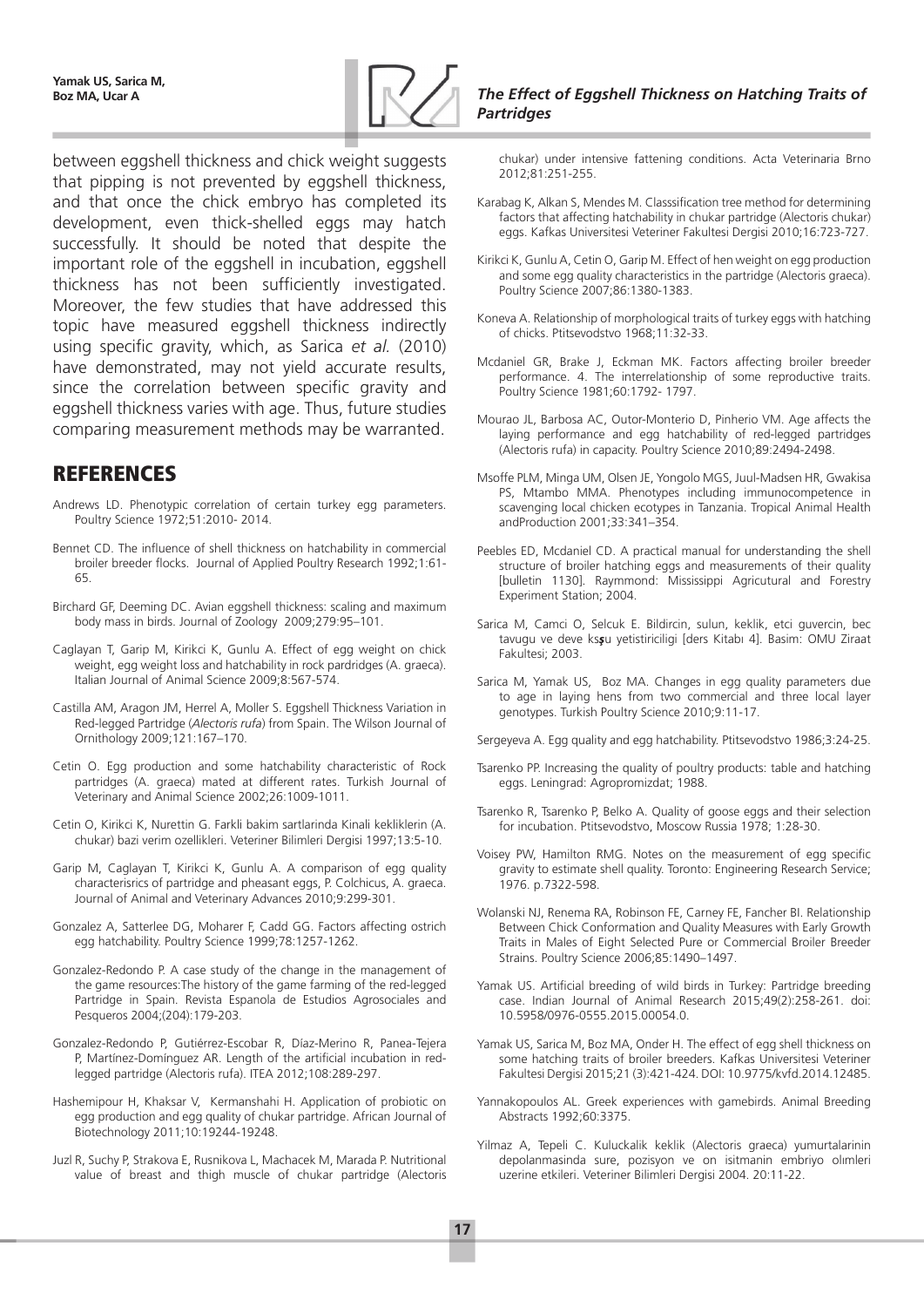between eggshell thickness and chick weight suggests that pipping is not prevented by eggshell thickness, and that once the chick embryo has completed its development, even thick-shelled eggs may hatch successfully. It should be noted that despite the important role of the eggshell in incubation, eggshell thickness has not been sufficiently investigated. Moreover, the few studies that have addressed this topic have measured eggshell thickness indirectly using specific gravity, which, as Sarica *et al.* (2010) have demonstrated, may not yield accurate results, since the correlation between specific gravity and eggshell thickness varies with age. Thus, future studies comparing measurement methods may be warranted.

## REFERENCES

Andrews LD. Phenotypic correlation of certain turkey egg parameters. Poultry Science 1972;51:2010- 2014.

Bennet CD. The influence of shell thickness on hatchability in commercial broiler breeder flocks. Journal of Applied Poultry Research 1992;1:61-65.

Birchard GF, Deeming DC. Avian eggshell thickness: scaling and maximum body mass in birds. Journal of Zoology 2009;279:95–101.

Caglayan T, Garip M, Kirikci K, Gunlu A. Effect of egg weight on chick weight, egg weight loss and hatchability in rock pardridges (A. graeca). Italian Journal of Animal Science 2009;8:567-574.

Castilla AM, Aragon JM, Herrel A, Moller S. Eggshell Thickness Variation in Red-legged Partridge (*Alectoris rufa*) from Spain. The Wilson Journal of Ornithology 2009;121:167–170.

Cetin O. Egg production and some hatchability characteristic of Rock partridges (A. graeca) mated at different rates. Turkish Journal of Veterinary and Animal Science 2002;26:1009-1011.

Cetin O, Kirikci K, Nurettin G. Farkli bakim sartlarinda Kinali kekliklerin (A. chukar) bazi verim ozellikleri. Veteriner Bilimleri Dergisi 1997;13:5-10.

Garip M, Caglayan T, Kirikci K, Gunlu A. A comparison of egg quality characterisrics of partridge and pheasant eggs, P. Colchicus, A. graeca. Journal of Animal and Veterinary Advances 2010;9:299-301.

Gonzalez A, Satterlee DG, Moharer F, Cadd GG. Factors affecting ostrich egg hatchability. Poultry Science 1999;78:1257-1262.

Gonzalez-Redondo P. A case study of the change in the management of the game resources:The history of the game farming of the red-legged Partridge in Spain. Revista Espanola de Estudios Agrosociales and Pesqueros 2004;(204):179-203.

Gonzalez-Redondo P, Gutiérrez-Escobar R, Díaz-Merino R, Panea-Tejera P, Martínez-Domínguez AR. Length of the artificial incubation in red-legged partridge (Alectoris rufa). ITEA 2012;108:289-297.

Hashemipour H, Khaksar V, Kermanshahi H. Application of probiotic on egg production and egg quality of chukar partridge. African Journal of Biotechnology 2011;10:19244-19248.

Juzl R, Suchy P, Strakova E, Rusnikova L, Machacek M, Marada P. Nutritional value of breast and thigh muscle of chukar partridge (Alectoris chukar) under intensive fattening conditions. Acta Veterinaria Brno 2012;81:251-255.

Karabag K, Alkan S, Mendes M. Classsification tree method for determining factors that affecting hatchability in chukar partridge (Alectoris chukar) eggs. Kafkas Universitesi Veteriner Fakultesi Dergisi 2010;16:723-727.

Kirikci K, Gunlu A, Cetin O, Garip M. Effect of hen weight on egg production and some egg quality characteristics in the partridge (Alectoris graeca). Poultry Science 2007;86:1380-1383.

Koneva A. Relationship of morphological traits of turkey eggs with hatching of chicks. Ptitsevodstvo 1968;11:32-33.

Mcdaniel GR, Brake J, Eckman MK. Factors affecting broiler breeder performance. 4. The interrelationship of some reproductive traits. Poultry Science 1981;60:1792- 1797.

Mourao JL, Barbosa AC, Outor-Monterio D, Pinherio VM. Age affects the laying performance and egg hatchability of red-legged partridges (Alectoris rufa) in capacity. Poultry Science 2010;89:2494-2498.

Msoffe PLM, Minga UM, Olsen JE, Yongolo MGS, Juul-Madsen HR, Gwakisa PS, Mtambo MMA. Phenotypes including immunocompetence in scavenging local chicken ecotypes in Tanzania. Tropical Animal Health andProduction 2001;33:341–354.

Peebles ED, Mcdaniel CD. A practical manual for understanding the shell structure of broiler hatching eggs and measurements of their quality [bulletin 1130]. Raymmond: Mississippi Agricutural and Forestry Experiment Station; 2004.

Sarica M, Camci O, Selcuk E. Bildircin, sulun, keklik, etci guvercin, bec tavugu ve deve ksşu yetistiriciligi [ders Kitabı 4]. Basim: OMU Ziraat Fakultesi; 2003.

Sarica M, Yamak US, Boz MA. Changes in egg quality parameters due to age in laying hens from two commercial and three local layer genotypes. Turkish Poultry Science 2010;9:11-17.

Sergeyeva A. Egg quality and egg hatchability. Ptitsevodstvo 1986;3:24-25.

Tsarenko PP. Increasing the quality of poultry products: table and hatching eggs. Leningrad: Agropromizdat; 1988.

Tsarenko R, Tsarenko P, Belko A. Quality of goose eggs and their selection for incubation. Ptitsevodstvo, Moscow Russia 1978; 1:28-30.

Voisey PW, Hamilton RMG. Notes on the measurement of egg specific gravity to estimate shell quality. Toronto: Engineering Research Service; 1976. p.7322-598.

Wolanski NJ, Renema RA, Robinson FE, Carney FE, Fancher BI. Relationship Between Chick Conformation and Quality Measures with Early Growth Traits in Males of Eight Selected Pure or Commercial Broiler Breeder Strains. Poultry Science 2006;85:1490–1497.

Yamak US. Artificial breeding of wild birds in Turkey: Partridge breeding case. Indian Journal of Animal Research 2015;49(2):258-261. doi: 10.5958/0976-0555.2015.00054.0.

Yamak US, Sarica M, Boz MA, Onder H. The effect of egg shell thickness on some hatching traits of broiler breeders. Kafkas Universitesi Veteriner Fakultesi Dergisi 2015;21 (3):421-424. DOI: 10.9775/kvfd.2014.12485.

Yannakopoulos AL. Greek experiences with gamebirds. Animal Breeding Abstracts 1992;60:3375.

Yilmaz A, Tepeli C. Kuluckalik keklik (Alectoris graeca) yumurtalarinin depolanmasinda sure, pozisyon ve on isitmanin embriyo olımleri uzerine etkileri. Veteriner Bilimleri Dergisi 2004. 20:11-22.